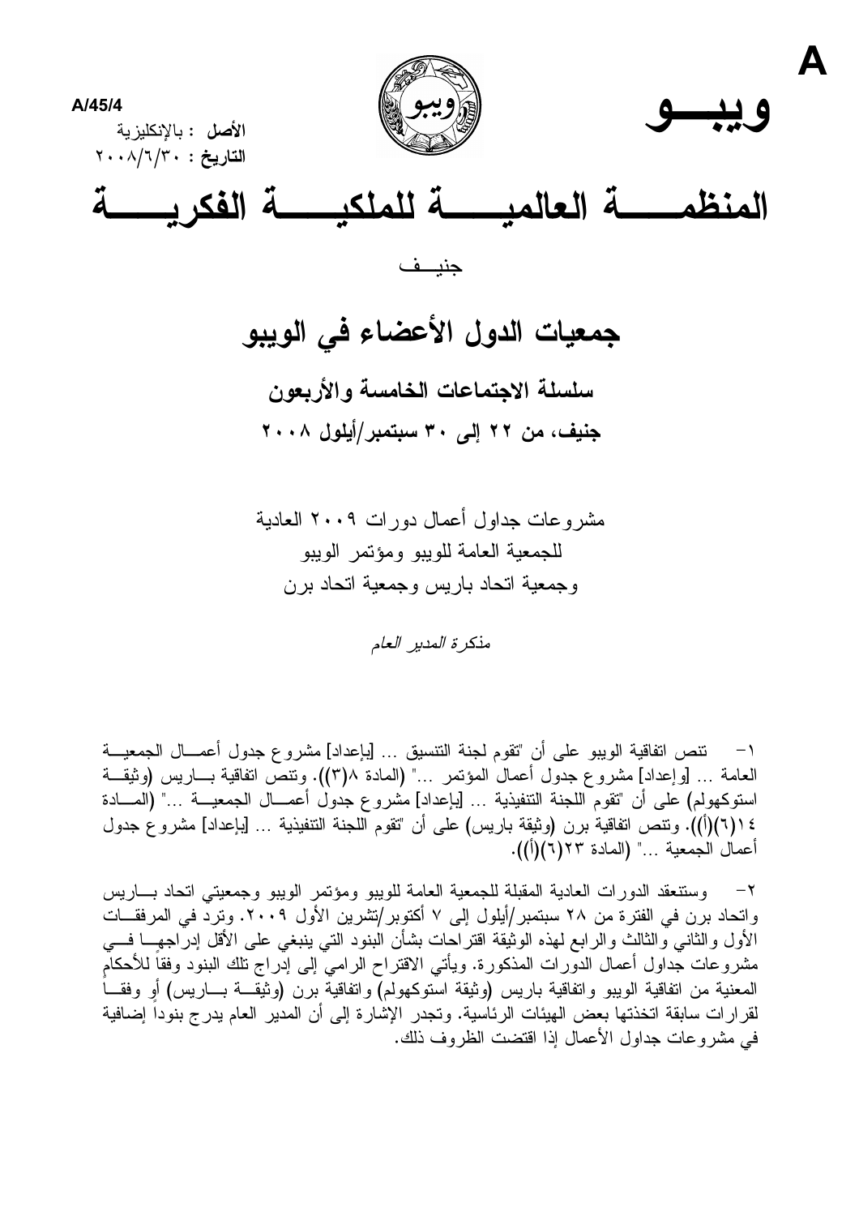A/45/4

**الأصل** : بالإنكليزية
**التاريخ** : ٢٠٠٨/٦/٣٠

# ويبـــو

# المنظمـــــة العالميــــــة للملكيــــــة الفكريــــــة

جنيــف

## جمعيات الدول الأعضاء في الويبو

### سلسلة الاجتماعات الخامسة والأربعون

### جنيف، من ٢٢ إلى ٣٠ سبتمبر/أيلول ٢٠٠٨

مشروعات جداول أعمال دورات ٢٠٠٩ العادية
للجمعية العامة للويبو ومؤتمر الويبو
وجمعية اتحاد باريس وجمعية اتحاد برن

*مذكرة المدير العام*

١- تنص اتفاقية الويبو على أن "تقوم لجنة التنسيق ... [بإعداد] مشروع جدول أعمال الجمعية العامة ... [وإعداد] مشروع جدول أعمال المؤتمر ..." (المادة ٨(٣)). وتنص اتفاقية باريس (وثيقة استوكهولم) على أن "تقوم اللجنة التنفيذية ... [بإعداد] مشروع جدول أعمال الجمعية ..." (المادة ١٤(٦)(أ)). وتنص اتفاقية برن (وثيقة باريس) على أن "تقوم اللجنة التنفيذية ... [بإعداد] مشروع جدول أعمال الجمعية ..." (المادة ٢٣(٦)(أ)).

٢- وستنعقد الدورات العادية المقبلة للجمعية العامة للويبو ومؤتمر الويبو وجمعيتي اتحاد باريس واتحاد برن في الفترة من ٢٨ سبتمبر/أيلول إلى ٧ أكتوبر/تشرين الأول ٢٠٠٩. وترد في المرفقات الأول والثاني والثالث والرابع لهذه الوثيقة اقتراحات بشأن البنود التي ينبغي على الأقل إدراجها في مشروعات جداول أعمال الدورات المذكورة. ويأتي الاقتراح الرامي إلى إدراج تلك البنود وفقاً للأحكام المعنية من اتفاقية الويبو واتفاقية باريس (وثيقة استوكهولم) واتفاقية برن (وثيقة باريس) أو وفقاً لقرارات سابقة اتخذتها بعض الهيئات الرئاسية. وتجدر الإشارة إلى أن المدير العام يدرج بنوداً إضافية في مشروعات جداول الأعمال إذا اقتضت الظروف ذلك.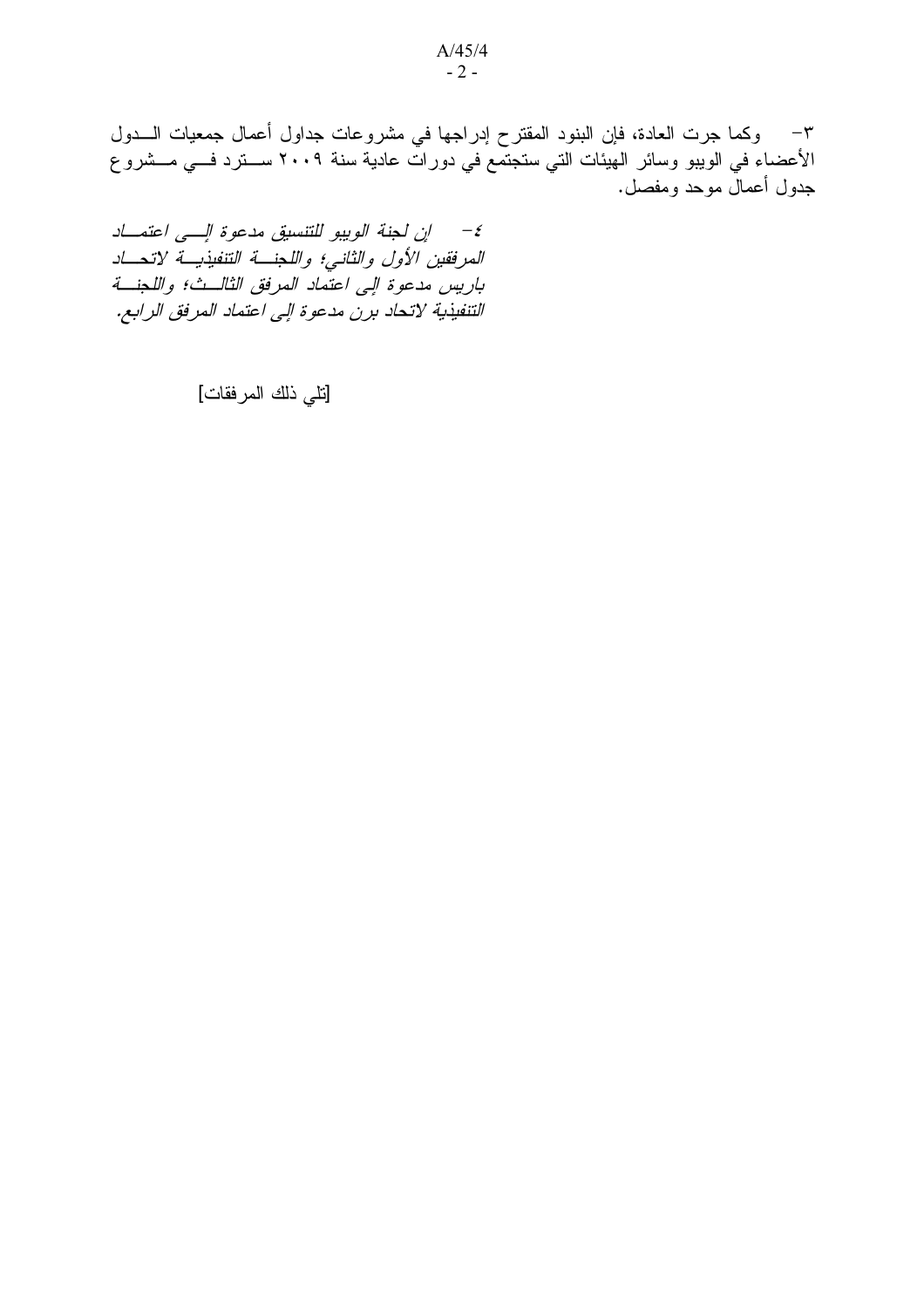٣- وكما جرت العادة، فإن البنود المقترح إدراجها في مشروعات جداول أعمال جمعيات الدول الأعضاء في الويبو وسائر الهيئات التي ستجتمع في دورات عادية سنة ٢٠٠٩ سترد في مشروع جدول أعمال موحد ومفصل.

*٤- إن لجنة الويبو للتنسيق مدعوة إلى اعتماد المرفقين الأول والثاني؛ واللجنة التنفيذية لاتحاد باريس مدعوة إلى اعتماد المرفق الثالث؛ واللجنة التنفيذية لاتحاد برن مدعوة إلى اعتماد المرفق الرابع.*

[تلي ذلك المرفقات]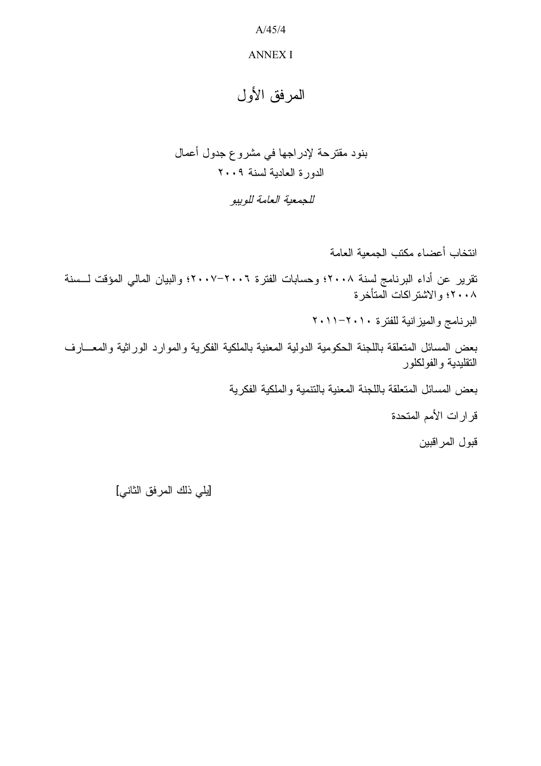ANNEX I

# المرفق الأول

## بنود مقترحة لإدراجها في مشروع جدول أعمال الدورة العادية لسنة ٢٠٠٩

*للجمعية العامة للويبو*

انتخاب أعضاء مكتب الجمعية العامة

تقرير عن أداء البرنامج لسنة ٢٠٠٨؛ وحسابات الفترة ٢٠٠٦-٢٠٠٧؛ والبيان المالي المؤقت لسنة ٢٠٠٨؛ والاشتراكات المتأخرة

البرنامج والميزانية للفترة ٢٠١٠-٢٠١١

بعض المسائل المتعلقة باللجنة الحكومية الدولية المعنية بالملكية الفكرية والموارد الوراثية والمعارف التقليدية والفولكلور

بعض المسائل المتعلقة باللجنة المعنية بالتنمية والملكية الفكرية

قرارات الأمم المتحدة

قبول المراقبين

[يلي ذلك المرفق الثاني]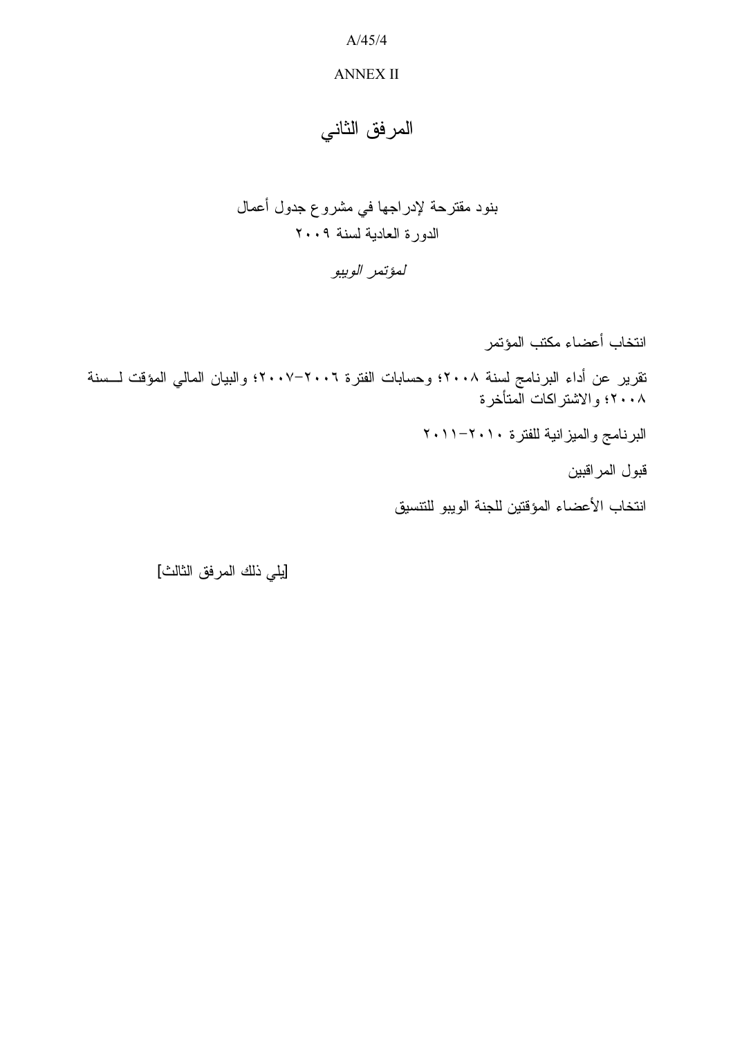ANNEX II

# المرفق الثاني

## بنود مقترحة لإدراجها في مشروع جدول أعمال الدورة العادية لسنة ٢٠٠٩

### *لمؤتمر الويبو*

انتخاب أعضاء مكتب المؤتمر

تقرير عن أداء البرنامج لسنة ٢٠٠٨؛ وحسابات الفترة ٢٠٠٦-٢٠٠٧؛ والبيان المالي المؤقت لسنة ٢٠٠٨؛ والاشتراكات المتأخرة

البرنامج والميزانية للفترة ٢٠١٠-٢٠١١

قبول المراقبين

انتخاب الأعضاء المؤقتين للجنة الويبو للتنسيق

[يلي ذلك المرفق الثالث]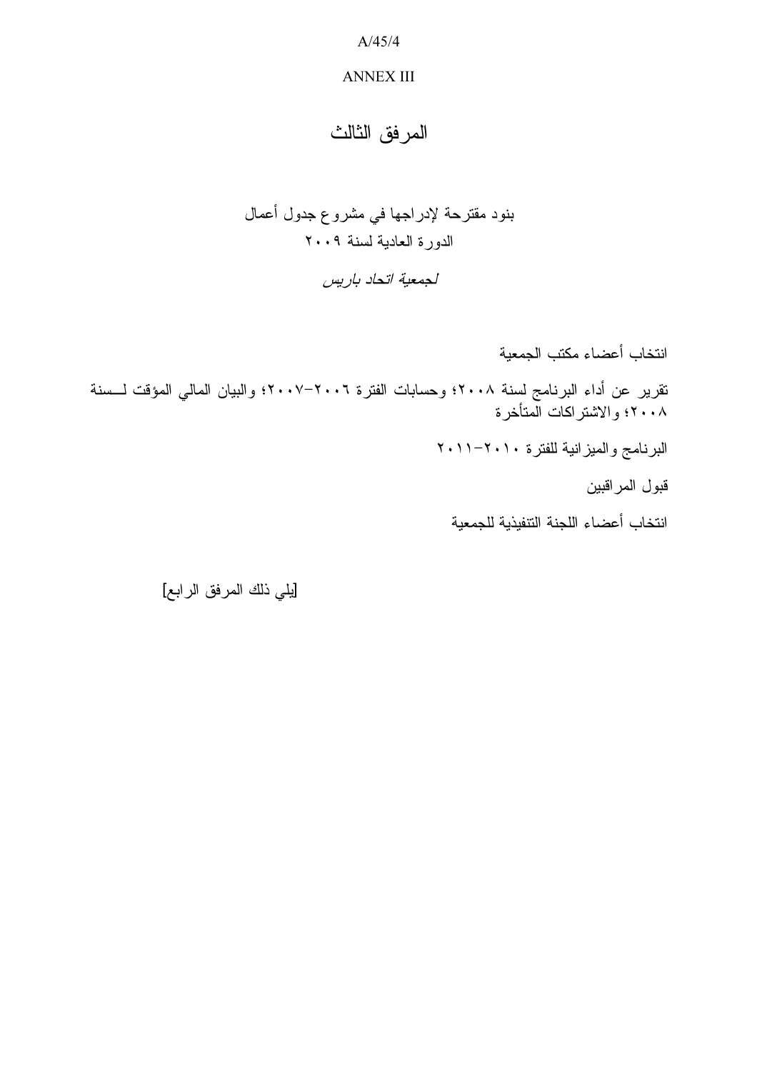ANNEX III

# المرفق الثالث

## بنود مقترحة لإدراجها في مشروع جدول أعمال الدورة العادية لسنة ٢٠٠٩

*لجمعية اتحاد باريس*

انتخاب أعضاء مكتب الجمعية

تقرير عن أداء البرنامج لسنة ٢٠٠٨؛ وحسابات الفترة ٢٠٠٦-٢٠٠٧؛ والبيان المالي المؤقت لسنة ٢٠٠٨؛ والاشتراكات المتأخرة

البرنامج والميزانية للفترة ٢٠١٠-٢٠١١

قبول المراقبين

انتخاب أعضاء اللجنة التنفيذية للجمعية

[يلي ذلك المرفق الرابع]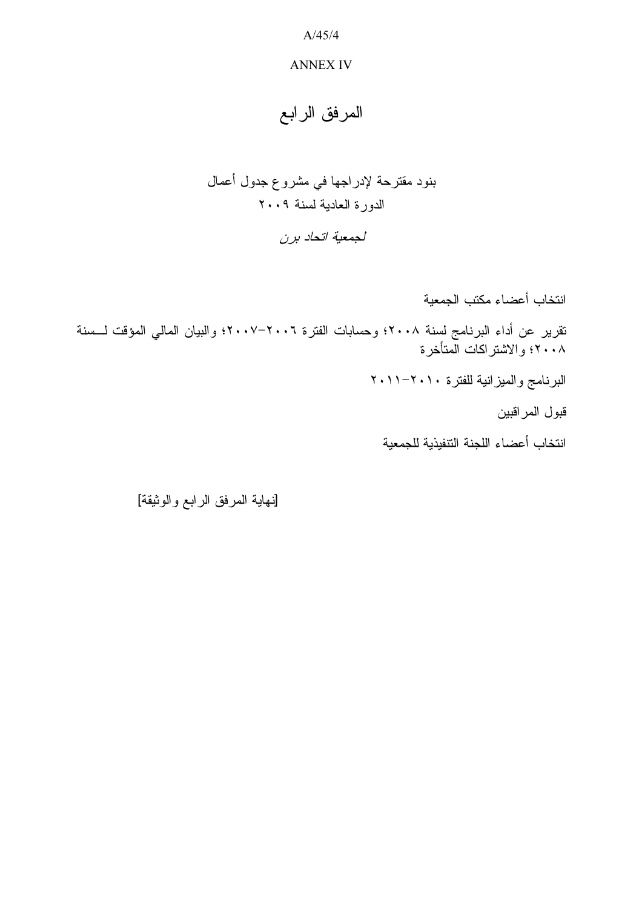ANNEX IV

# المرفق الرابع

## بنود مقترحة لإدراجها في مشروع جدول أعمال الدورة العادية لسنة ٢٠٠٩

*لجمعية اتحاد برن*

انتخاب أعضاء مكتب الجمعية

تقرير عن أداء البرنامج لسنة ٢٠٠٨؛ وحسابات الفترة ٢٠٠٦-٢٠٠٧؛ والبيان المالي المؤقت لسنة ٢٠٠٨؛ والاشتراكات المتأخرة

البرنامج والميزانية للفترة ٢٠١٠-٢٠١١

قبول المراقبين

انتخاب أعضاء اللجنة التنفيذية للجمعية

[نهاية المرفق الرابع والوثيقة]